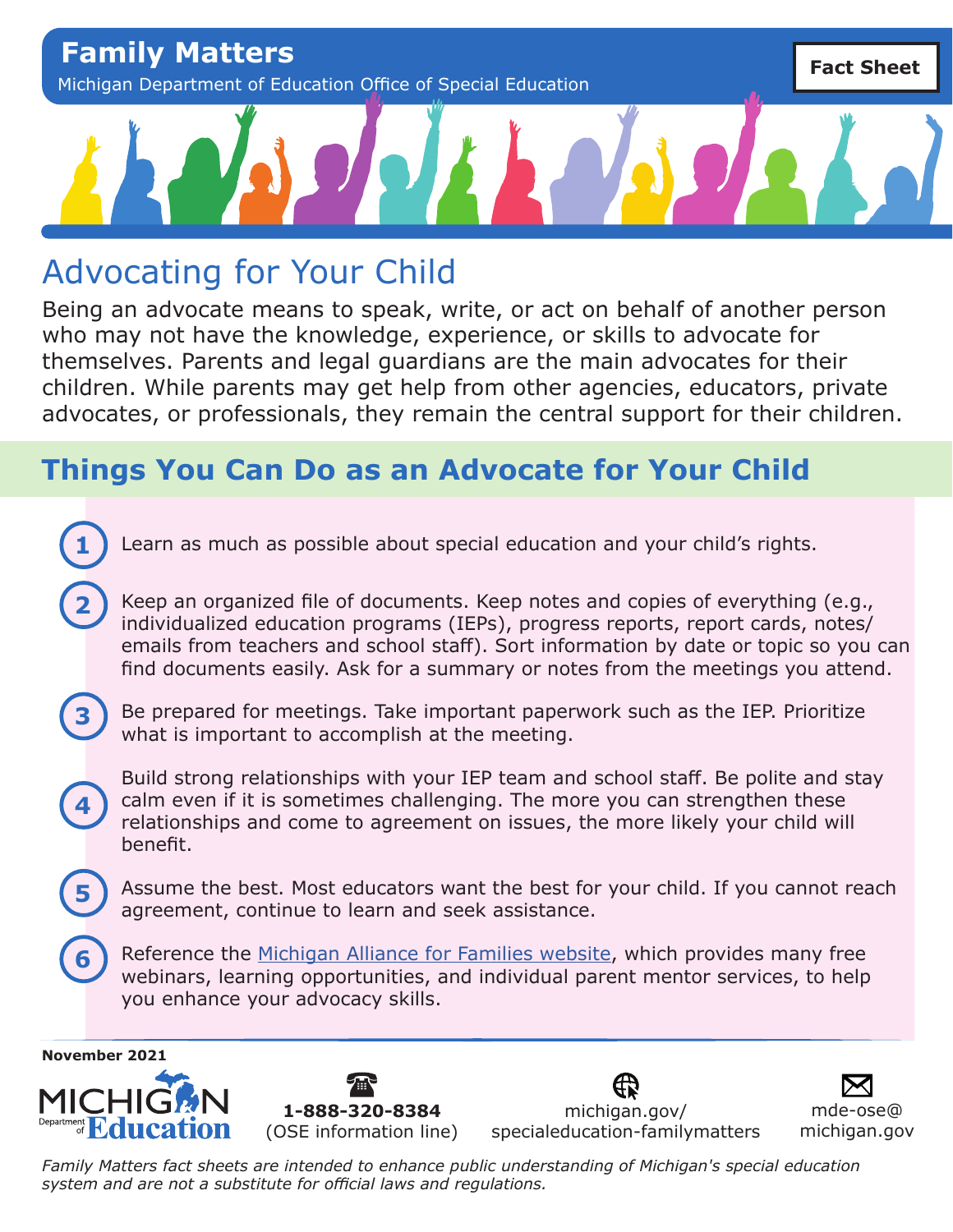# Family Matters

Michigan Department of Education Office of Special Education

**Fact Sheet**

## Advocating for Your Child

Being an advocate means to speak, write, or act on behalf of another person who may not have the knowledge, experience, or skills to advocate for themselves. Parents and legal guardians are the main advocates for their children. While parents may get help from other agencies, educators, private advocates, or professionals, they remain the central support for their children.

## Things You Can Do as an Advocate for Your Child

1. Learn as much as possible about special education and your child's rights.
2. Keep an organized file of documents. Keep notes and copies of everything (e.g., individualized education programs (IEPs), progress reports, report cards, notes/emails from teachers and school staff). Sort information by date or topic so you can find documents easily. Ask for a summary or notes from the meetings you attend.
3. Be prepared for meetings. Take important paperwork such as the IEP. Prioritize what is important to accomplish at the meeting.
4. Build strong relationships with your IEP team and school staff. Be polite and stay calm even if it is sometimes challenging. The more you can strengthen these relationships and come to agreement on issues, the more likely your child will benefit.
5. Assume the best. Most educators want the best for your child. If you cannot reach agreement, continue to learn and seek assistance.
6. Reference the Michigan Alliance for Families website, which provides many free webinars, learning opportunities, and individual parent mentor services, to help you enhance your advocacy skills.

**November 2021**

MICHIGAN Department of Education

**1-888-320-8384** (OSE information line)

michigan.gov/specialeducation-familymatters

mde-ose@michigan.gov

*Family Matters fact sheets are intended to enhance public understanding of Michigan's special education system and are not a substitute for official laws and regulations.*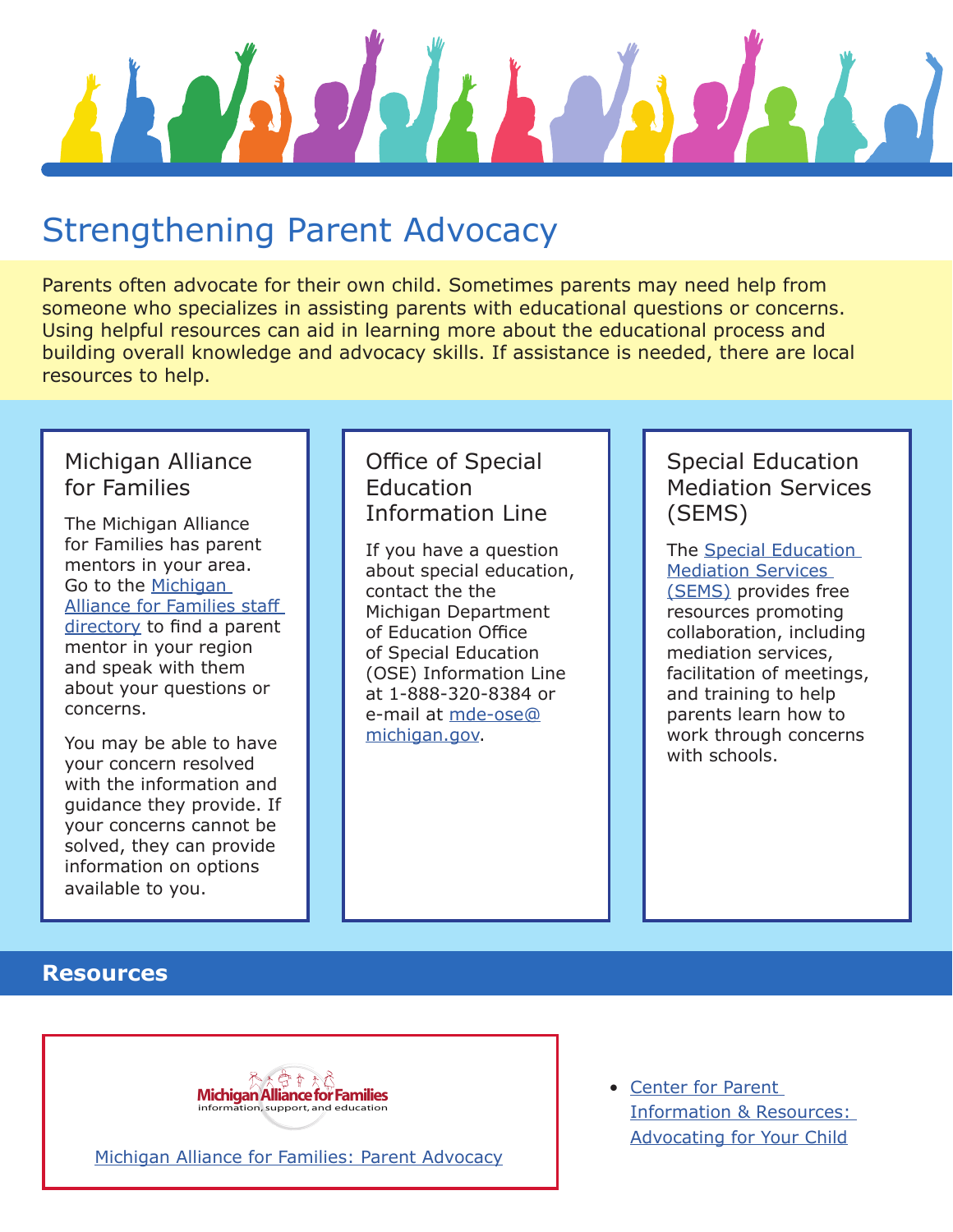# Strengthening Parent Advocacy

Parents often advocate for their own child. Sometimes parents may need help from someone who specializes in assisting parents with educational questions or concerns. Using helpful resources can aid in learning more about the educational process and building overall knowledge and advocacy skills. If assistance is needed, there are local resources to help.

### Michigan Alliance for Families

The Michigan Alliance for Families has parent mentors in your area. Go to the Michigan Alliance for Families staff directory to find a parent mentor in your region and speak with them about your questions or concerns.

You may be able to have your concern resolved with the information and guidance they provide. If your concerns cannot be solved, they can provide information on options available to you.

### Office of Special Education Information Line

If you have a question about special education, contact the the Michigan Department of Education Office of Special Education (OSE) Information Line at 1-888-320-8384 or e-mail at mde-ose@michigan.gov.

### Special Education Mediation Services (SEMS)

The Special Education Mediation Services (SEMS) provides free resources promoting collaboration, including mediation services, facilitation of meetings, and training to help parents learn how to work through concerns with schools.

## Resources

Michigan Alliance for Families
information, support, and education

Michigan Alliance for Families: Parent Advocacy

- Center for Parent Information & Resources: Advocating for Your Child